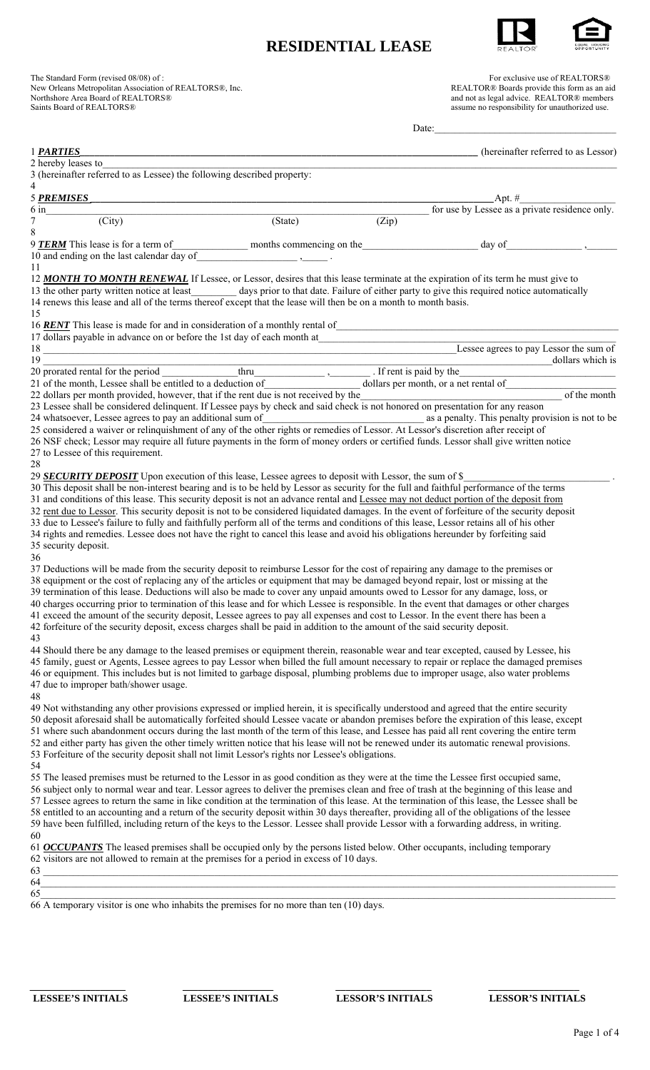# RESIDENTIAL LEASE

The Standard Form (revised 08/08) of :
New Orleans Metropolitan Association of REALTORS®, Inc.
Northshore Area Board of REALTORS®
Saints Board of REALTORS®

For exclusive use of REALTORS®
REALTOR® Boards provide this form as an aid
and not as legal advice. REALTOR® members
assume no responsibility for unauthorized use.

Date:\_\_\_\_\_\_\_\_\_\_\_\_\_\_\_\_\_\_\_\_\_\_\_\_\_\_\_\_\_\_\_\_\_\_\_

1 ***PARTIES*** \_\_\_\_\_\_\_\_\_\_\_\_\_\_\_\_\_\_\_\_\_\_\_\_\_\_\_\_\_\_\_\_\_\_\_\_\_\_\_\_\_\_\_\_\_\_\_\_\_\_\_\_\_\_\_\_\_\_\_\_\_\_\_\_\_\_\_\_\_\_ (hereinafter referred to as Lessor)
2 hereby leases to\_\_\_\_\_\_\_\_\_\_\_\_\_\_\_\_\_\_\_\_\_\_\_\_\_\_\_\_\_\_\_\_\_\_\_\_\_\_\_\_\_\_\_\_\_\_\_\_\_\_\_\_\_\_\_\_\_\_\_\_\_\_\_\_\_\_\_\_\_\_\_\_\_\_\_\_\_\_\_\_\_\_\_\_\_\_\_\_\_\_
3 (hereinafter referred to as Lessee) the following described property:
4
5 ***PREMISES*** \_\_\_\_\_\_\_\_\_\_\_\_\_\_\_\_\_\_\_\_\_\_\_\_\_\_\_\_\_\_\_\_\_\_\_\_\_\_\_\_\_\_\_\_\_\_\_\_\_\_\_\_\_\_\_\_\_\_\_\_\_\_\_\_\_\_\_\_Apt. #\_\_\_\_\_\_\_\_\_\_\_\_\_\_\_\_\_
6 in\_\_\_\_\_\_\_\_\_\_\_\_\_\_\_\_\_\_\_\_\_\_\_\_\_\_\_\_\_\_\_\_\_\_\_\_\_\_\_\_\_\_\_\_\_\_\_\_\_\_\_\_\_\_\_\_\_\_\_\_\_\_\_\_\_\_\_\_\_\_ for use by Lessee as a private residence only.
7 (City) (State) (Zip)
8
9 ***TERM*** This lease is for a term of\_\_\_\_\_\_\_\_\_\_\_\_\_ months commencing on the\_\_\_\_\_\_\_\_\_\_\_\_\_\_\_\_\_\_\_\_\_ day of\_\_\_\_\_\_\_\_\_\_\_\_\_\_,\_\_\_\_\_
10 and ending on the last calendar day of\_\_\_\_\_\_\_\_\_\_\_\_\_\_\_\_\_\_\_ ,\_\_\_\_\_ .
11
12 ***MONTH TO MONTH RENEWAL*** If Lessee, or Lessor, desires that this lease terminate at the expiration of its term he must give to
13 the other party written notice at least\_\_\_\_\_\_\_\_ days prior to that date. Failure of either party to give this required notice automatically
14 renews this lease and all of the terms thereof except that the lease will then be on a month to month basis.
15
16 ***RENT*** This lease is made for and in consideration of a monthly rental of\_\_\_\_\_\_\_\_\_\_\_\_\_\_\_\_\_\_\_\_\_\_\_\_\_\_\_\_\_\_\_\_\_\_\_\_\_\_\_\_\_\_\_\_\_\_\_
17 dollars payable in advance on or before the 1st day of each month at\_\_\_\_\_\_\_\_\_\_\_\_\_\_\_\_\_\_\_\_\_\_\_\_\_\_\_\_\_\_\_\_\_\_\_\_\_\_\_\_\_\_\_\_\_\_\_\_\_
18 \_\_\_\_\_\_\_\_\_\_\_\_\_\_\_\_\_\_\_\_\_\_\_\_\_\_\_\_\_\_\_\_\_\_\_\_\_\_\_\_\_\_\_\_\_\_\_\_\_\_\_\_\_\_\_\_\_\_\_\_\_\_\_\_\_\_\_\_\_\_\_\_\_\_\_\_\_Lessee agrees to pay Lessor the sum of
19 \_\_\_\_\_\_\_\_\_\_\_\_\_\_\_\_\_\_\_\_\_\_\_\_\_\_\_\_\_\_\_\_\_\_\_\_\_\_\_\_\_\_\_\_\_\_\_\_\_\_\_\_\_\_\_\_\_\_\_\_\_\_\_\_\_\_\_\_\_\_\_\_\_\_\_\_\_\_\_\_\_\_\_\_\_\_\_\_\_\_\_\_\_\_\_\_dollars which is
20 prorated rental for the period \_\_\_\_\_\_\_\_\_\_\_\_\_\_\_thru\_\_\_\_\_\_\_\_\_\_\_\_\_ ,\_\_\_\_\_\_\_\_ . If rent is paid by the\_\_\_\_\_\_\_\_\_\_\_\_\_\_\_\_\_\_\_\_\_\_\_\_\_\_\_\_\_\_\_\_
21 of the month, Lessee shall be entitled to a deduction of\_\_\_\_\_\_\_\_\_\_\_\_\_\_\_\_\_ dollars per month, or a net rental of\_\_\_\_\_\_\_\_\_\_\_\_\_\_\_\_\_\_\_
22 dollars per month provided, however, that if the rent due is not received by the\_\_\_\_\_\_\_\_\_\_\_\_\_\_\_\_\_\_\_\_\_\_\_\_\_\_\_\_\_\_\_\_\_\_\_\_\_\_\_\_ of the month
23 Lessee shall be considered delinquent. If Lessee pays by check and said check is not honored on presentation for any reason
24 whatsoever, Lessee agrees to pay an additional sum of\_\_\_\_\_\_\_\_\_\_\_\_\_\_\_\_\_\_\_\_\_\_\_\_\_\_\_\_\_\_\_\_ as a penalty. This penalty provision is not to be
25 considered a waiver or relinquishment of any of the other rights or remedies of Lessor. At Lessor's discretion after receipt of
26 NSF check; Lessor may require all future payments in the form of money orders or certified funds. Lessor shall give written notice
27 to Lessee of this requirement.
28
29 ***SECURITY DEPOSIT*** Upon execution of this lease, Lessee agrees to deposit with Lessor, the sum of $\_\_\_\_\_\_\_\_\_\_\_\_\_\_\_\_\_\_\_\_\_\_\_\_\_\_\_ .
30 This deposit shall be non-interest bearing and is to be held by Lessor as security for the full and faithful performance of the terms
31 and conditions of this lease. This security deposit is not an advance rental and <u>Lessee may not deduct portion of the deposit from</u>
32 <u>rent due to Lessor</u>. This security deposit is not to be considered liquidated damages. In the event of forfeiture of the security deposit
33 due to Lessee's failure to fully and faithfully perform all of the terms and conditions of this lease, Lessor retains all of his other
34 rights and remedies. Lessee does not have the right to cancel this lease and avoid his obligations hereunder by forfeiting said
35 security deposit.
36
37 Deductions will be made from the security deposit to reimburse Lessor for the cost of repairing any damage to the premises or
38 equipment or the cost of replacing any of the articles or equipment that may be damaged beyond repair, lost or missing at the
39 termination of this lease. Deductions will also be made to cover any unpaid amounts owed to Lessor for any damage, loss, or
40 charges occurring prior to termination of this lease and for which Lessee is responsible. In the event that damages or other charges
41 exceed the amount of the security deposit, Lessee agrees to pay all expenses and cost to Lessor. In the event there has been a
42 forfeiture of the security deposit, excess charges shall be paid in addition to the amount of the said security deposit.
43
44 Should there be any damage to the leased premises or equipment therein, reasonable wear and tear excepted, caused by Lessee, his
45 family, guest or Agents, Lessee agrees to pay Lessor when billed the full amount necessary to repair or replace the damaged premises
46 or equipment. This includes but is not limited to garbage disposal, plumbing problems due to improper usage, also water problems
47 due to improper bath/shower usage.
48
49 Not withstanding any other provisions expressed or implied herein, it is specifically understood and agreed that the entire security
50 deposit aforesaid shall be automatically forfeited should Lessee vacate or abandon premises before the expiration of this lease, except
51 where such abandonment occurs during the last month of the term of this lease, and Lessee has paid all rent covering the entire term
52 and either party has given the other timely written notice that his lease will not be renewed under its automatic renewal provisions.
53 Forfeiture of the security deposit shall not limit Lessor's rights nor Lessee's obligations.
54
55 The leased premises must be returned to the Lessor in as good condition as they were at the time the Lessee first occupied same,
56 subject only to normal wear and tear. Lessor agrees to deliver the premises clean and free of trash at the beginning of this lease and
57 Lessee agrees to return the same in like condition at the termination of this lease. At the termination of this lease, the Lessee shall be
58 entitled to an accounting and a return of the security deposit within 30 days thereafter, providing all of the obligations of the lessee
59 have been fulfilled, including return of the keys to the Lessor. Lessee shall provide Lessor with a forwarding address, in writing.
60
61 ***OCCUPANTS*** The leased premises shall be occupied only by the persons listed below. Other occupants, including temporary
62 visitors are not allowed to remain at the premises for a period in excess of 10 days.
63 \_\_\_\_\_\_\_\_\_\_\_\_\_\_\_\_\_\_\_\_\_\_\_\_\_\_\_\_\_\_\_\_\_\_\_\_\_\_\_\_\_\_\_\_\_\_\_\_\_\_\_\_\_\_\_\_\_\_\_\_\_\_\_\_\_\_\_\_\_\_\_\_\_\_\_\_\_\_\_\_\_\_\_\_\_\_\_\_\_\_\_\_\_\_\_\_\_\_\_\_\_\_\_\_\_\_\_\_
64 \_\_\_\_\_\_\_\_\_\_\_\_\_\_\_\_\_\_\_\_\_\_\_\_\_\_\_\_\_\_\_\_\_\_\_\_\_\_\_\_\_\_\_\_\_\_\_\_\_\_\_\_\_\_\_\_\_\_\_\_\_\_\_\_\_\_\_\_\_\_\_\_\_\_\_\_\_\_\_\_\_\_\_\_\_\_\_\_\_\_\_\_\_\_\_\_\_\_\_\_\_\_\_\_\_\_\_\_
65 \_\_\_\_\_\_\_\_\_\_\_\_\_\_\_\_\_\_\_\_\_\_\_\_\_\_\_\_\_\_\_\_\_\_\_\_\_\_\_\_\_\_\_\_\_\_\_\_\_\_\_\_\_\_\_\_\_\_\_\_\_\_\_\_\_\_\_\_\_\_\_\_\_\_\_\_\_\_\_\_\_\_\_\_\_\_\_\_\_\_\_\_\_\_\_\_\_\_\_\_\_\_\_\_\_\_\_\_
66 A temporary visitor is one who inhabits the premises for no more than ten (10) days.

\_\_\_\_\_\_\_\_\_\_\_\_\_\_\_\_\_\_ \_\_\_\_\_\_\_\_\_\_\_\_\_\_\_\_\_\_ \_\_\_\_\_\_\_\_\_\_\_\_\_\_\_\_\_\_ \_\_\_\_\_\_\_\_\_\_\_\_\_\_\_\_\_\_

**LESSEE'S INITIALS** **LESSEE'S INITIALS** **LESSOR'S INITIALS** **LESSOR'S INITIALS**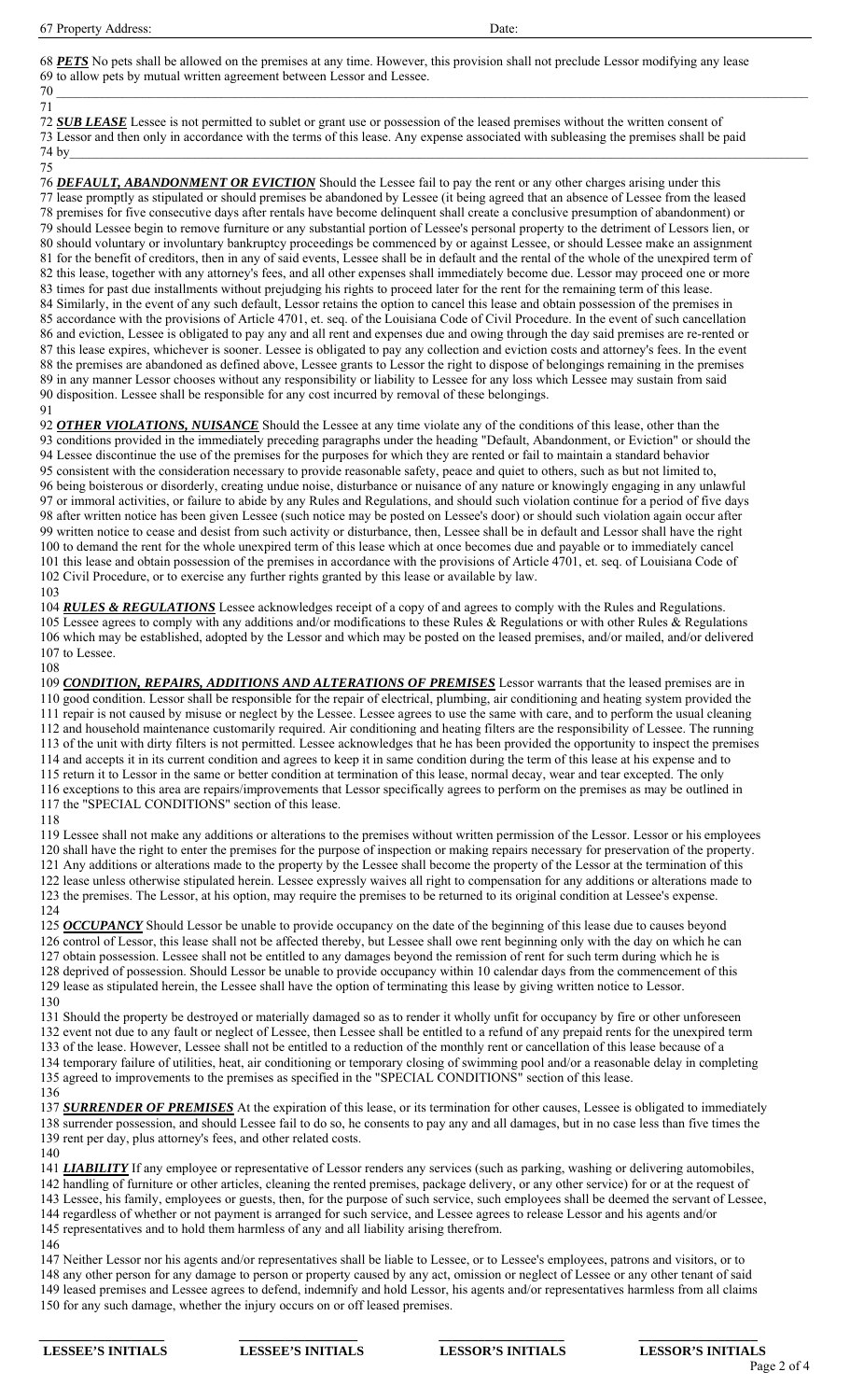67 Property Address: Date:

68 ***PETS*** No pets shall be allowed on the premises at any time. However, this provision shall not preclude Lessor modifying any lease
69 to allow pets by mutual written agreement between Lessor and Lessee.
70 ___________________________________________________________________________________________________________
71

72 ***SUB LEASE*** Lessee is not permitted to sublet or grant use or possession of the leased premises without the written consent of
73 Lessor and then only in accordance with the terms of this lease. Any expense associated with subleasing the premises shall be paid
74 by_________________________________________________________________________________________________________
75

76 ***DEFAULT, ABANDONMENT OR EVICTION*** Should the Lessee fail to pay the rent or any other charges arising under this
77 lease promptly as stipulated or should premises be abandoned by Lessee (it being agreed that an absence of Lessee from the leased
78 premises for five consecutive days after rentals have become delinquent shall create a conclusive presumption of abandonment) or
79 should Lessee begin to remove furniture or any substantial portion of Lessee's personal property to the detriment of Lessors lien, or
80 should voluntary or involuntary bankruptcy proceedings be commenced by or against Lessee, or should Lessee make an assignment
81 for the benefit of creditors, then in any of said events, Lessee shall be in default and the rental of the whole of the unexpired term of
82 this lease, together with any attorney's fees, and all other expenses shall immediately become due. Lessor may proceed one or more
83 times for past due installments without prejudging his rights to proceed later for the rent for the remaining term of this lease.
84 Similarly, in the event of any such default, Lessor retains the option to cancel this lease and obtain possession of the premises in
85 accordance with the provisions of Article 4701, et. seq. of the Louisiana Code of Civil Procedure. In the event of such cancellation
86 and eviction, Lessee is obligated to pay any and all rent and expenses due and owing through the day said premises are re-rented or
87 this lease expires, whichever is sooner. Lessee is obligated to pay any collection and eviction costs and attorney's fees. In the event
88 the premises are abandoned as defined above, Lessee grants to Lessor the right to dispose of belongings remaining in the premises
89 in any manner Lessor chooses without any responsibility or liability to Lessee for any loss which Lessee may sustain from said
90 disposition. Lessee shall be responsible for any cost incurred by removal of these belongings.
91

92 ***OTHER VIOLATIONS, NUISANCE*** Should the Lessee at any time violate any of the conditions of this lease, other than the
93 conditions provided in the immediately preceding paragraphs under the heading "Default, Abandonment, or Eviction" or should the
94 Lessee discontinue the use of the premises for the purposes for which they are rented or fail to maintain a standard behavior
95 consistent with the consideration necessary to provide reasonable safety, peace and quiet to others, such as but not limited to,
96 being boisterous or disorderly, creating undue noise, disturbance or nuisance of any nature or knowingly engaging in any unlawful
97 or immoral activities, or failure to abide by any Rules and Regulations, and should such violation continue for a period of five days
98 after written notice has been given Lessee (such notice may be posted on Lessee's door) or should such violation again occur after
99 written notice to cease and desist from such activity or disturbance, then, Lessee shall be in default and Lessor shall have the right
100 to demand the rent for the whole unexpired term of this lease which at once becomes due and payable or to immediately cancel
101 this lease and obtain possession of the premises in accordance with the provisions of Article 4701, et. seq. of Louisiana Code of
102 Civil Procedure, or to exercise any further rights granted by this lease or available by law.
103

104 ***RULES & REGULATIONS*** Lessee acknowledges receipt of a copy of and agrees to comply with the Rules and Regulations.
105 Lessee agrees to comply with any additions and/or modifications to these Rules & Regulations or with other Rules & Regulations
106 which may be established, adopted by the Lessor and which may be posted on the leased premises, and/or mailed, and/or delivered
107 to Lessee.
108

109 ***CONDITION, REPAIRS, ADDITIONS AND ALTERATIONS OF PREMISES*** Lessor warrants that the leased premises are in
110 good condition. Lessor shall be responsible for the repair of electrical, plumbing, air conditioning and heating system provided the
111 repair is not caused by misuse or neglect by the Lessee. Lessee agrees to use the same with care, and to perform the usual cleaning
112 and household maintenance customarily required. Air conditioning and heating filters are the responsibility of Lessee. The running
113 of the unit with dirty filters is not permitted. Lessee acknowledges that he has been provided the opportunity to inspect the premises
114 and accepts it in its current condition and agrees to keep it in same condition during the term of this lease at his expense and to
115 return it to Lessor in the same or better condition at termination of this lease, normal decay, wear and tear excepted. The only
116 exceptions to this area are repairs/improvements that Lessor specifically agrees to perform on the premises as may be outlined in
117 the "SPECIAL CONDITIONS" section of this lease.
118

119 Lessee shall not make any additions or alterations to the premises without written permission of the Lessor. Lessor or his employees
120 shall have the right to enter the premises for the purpose of inspection or making repairs necessary for preservation of the property.
121 Any additions or alterations made to the property by the Lessee shall become the property of the Lessor at the termination of this
122 lease unless otherwise stipulated herein. Lessee expressly waives all right to compensation for any additions or alterations made to
123 the premises. The Lessor, at his option, may require the premises to be returned to its original condition at Lessee's expense.
124

125 ***OCCUPANCY*** Should Lessor be unable to provide occupancy on the date of the beginning of this lease due to causes beyond
126 control of Lessor, this lease shall not be affected thereby, but Lessee shall owe rent beginning only with the day on which he can
127 obtain possession. Lessee shall not be entitled to any damages beyond the remission of rent for such term during which he is
128 deprived of possession. Should Lessor be unable to provide occupancy within 10 calendar days from the commencement of this
129 lease as stipulated herein, the Lessee shall have the option of terminating this lease by giving written notice to Lessor.
130

131 Should the property be destroyed or materially damaged so as to render it wholly unfit for occupancy by fire or other unforeseen
132 event not due to any fault or neglect of Lessee, then Lessee shall be entitled to a refund of any prepaid rents for the unexpired term
133 of the lease. However, Lessee shall not be entitled to a reduction of the monthly rent or cancellation of this lease because of a
134 temporary failure of utilities, heat, air conditioning or temporary closing of swimming pool and/or a reasonable delay in completing
135 agreed to improvements to the premises as specified in the "SPECIAL CONDITIONS" section of this lease.
136

137 ***SURRENDER OF PREMISES*** At the expiration of this lease, or its termination for other causes, Lessee is obligated to immediately
138 surrender possession, and should Lessee fail to do so, he consents to pay any and all damages, but in no case less than five times the
139 rent per day, plus attorney's fees, and other related costs.
140

141 ***LIABILITY*** If any employee or representative of Lessor renders any services (such as parking, washing or delivering automobiles,
142 handling of furniture or other articles, cleaning the rented premises, package delivery, or any other service) for or at the request of
143 Lessee, his family, employees or guests, then, for the purpose of such service, such employees shall be deemed the servant of Lessee,
144 regardless of whether or not payment is arranged for such service, and Lessee agrees to release Lessor and his agents and/or
145 representatives and to hold them harmless of any and all liability arising therefrom.
146

147 Neither Lessor nor his agents and/or representatives shall be liable to Lessee, or to Lessee's employees, patrons and visitors, or to
148 any other person for any damage to person or property caused by any act, omission or neglect of Lessee or any other tenant of said
149 leased premises and Lessee agrees to defend, indemnify and hold Lessor, his agents and/or representatives harmless from all claims
150 for any such damage, whether the injury occurs on or off leased premises.

| ____________ | ____________ | ____________ | ____________ |
|---|---|---|---|
| **LESSEE'S INITIALS** | **LESSEE'S INITIALS** | **LESSOR'S INITIALS** | **LESSOR'S INITIALS** |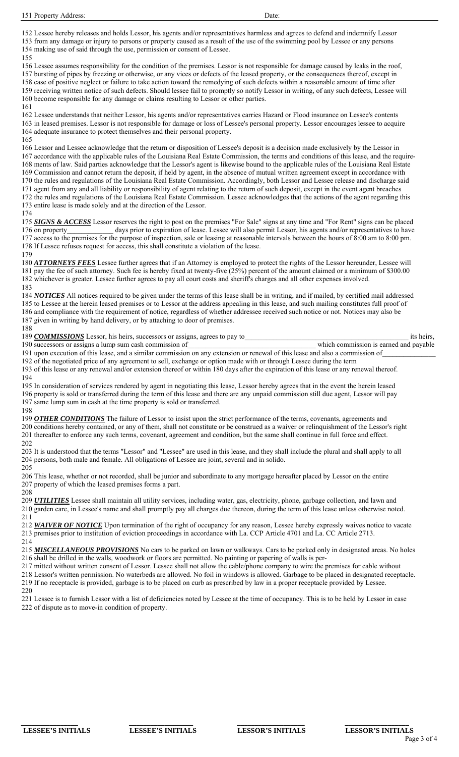151 Property Address: Date:

152 Lessee hereby releases and holds Lessor, his agents and/or representatives harmless and agrees to defend and indemnify Lessor
153 from any damage or injury to persons or property caused as a result of the use of the swimming pool by Lessee or any persons
154 making use of said through the use, permission or consent of Lessee.
155
156 Lessee assumes responsibility for the condition of the premises. Lessor is not responsible for damage caused by leaks in the roof,
157 bursting of pipes by freezing or otherwise, or any vices or defects of the leased property, or the consequences thereof, except in
158 case of positive neglect or failure to take action toward the remedying of such defects within a reasonable amount of time after
159 receiving written notice of such defects. Should lessee fail to promptly so notify Lessor in writing, of any such defects, Lessee will
160 become responsible for any damage or claims resulting to Lessor or other parties.
161
162 Lessee understands that neither Lessor, his agents and/or representatives carries Hazard or Flood insurance on Lessee's contents
163 in leased premises. Lessor is not responsible for damage or loss of Lessee's personal property. Lessor encourages lessee to acquire
164 adequate insurance to protect themselves and their personal property.
165
166 Lessor and Lessee acknowledge that the return or disposition of Lessee's deposit is a decision made exclusively by the Lessor in
167 accordance with the applicable rules of the Louisiana Real Estate Commission, the terms and conditions of this lease, and the require-
168 ments of law. Said parties acknowledge that the Lessor's agent is likewise bound to the applicable rules of the Louisiana Real Estate
169 Commission and cannot return the deposit, if held by agent, in the absence of mutual written agreement except in accordance with
170 the rules and regulations of the Louisiana Real Estate Commission. Accordingly, both Lessor and Lessee release and discharge said
171 agent from any and all liability or responsibility of agent relating to the return of such deposit, except in the event agent breaches
172 the rules and regulations of the Louisiana Real Estate Commission. Lessee acknowledges that the actions of the agent regarding this
173 entire lease is made solely and at the direction of the Lessor.
174
175 ***SIGNS & ACCESS*** Lessor reserves the right to post on the premises "For Sale" signs at any time and "For Rent" signs can be placed
176 on property_____________ days prior to expiration of lease. Lessee will also permit Lessor, his agents and/or representatives to have
177 access to the premises for the purpose of inspection, sale or leasing at reasonable intervals between the hours of 8:00 am to 8:00 pm.
178 If Lessee refuses request for access, this shall constitute a violation of the lease.
179
180 ***ATTORNEYS FEES*** Lessee further agrees that if an Attorney is employed to protect the rights of the Lessor hereunder, Lessee will
181 pay the fee of such attorney. Such fee is hereby fixed at twenty-five (25%) percent of the amount claimed or a minimum of $300.00
182 whichever is greater. Lessee further agrees to pay all court costs and sheriff's charges and all other expenses involved.
183
184 ***NOTICES*** All notices required to be given under the terms of this lease shall be in writing, and if mailed, by certified mail addressed
185 to Lessee at the herein leased premises or to Lessor at the address appealing in this lease, and such mailing constitutes full proof of
186 and compliance with the requirement of notice, regardless of whether addressee received such notice or not. Notices may also be
187 given in writing by hand delivery, or by attaching to door of premises.
188
189 ***COMMISSIONS*** Lessor, his heirs, successors or assigns, agrees to pay to_______________________________________________ its heirs,
190 successors or assigns a lump sum cash commission of_________________________________ which commission is earned and payable
191 upon execution of this lease, and a similar commission on any extension or renewal of this lease and also a commission of______________
192 of the negotiated price of any agreement to sell, exchange or option made with or through Lessee during the term
193 of this lease or any renewal and/or extension thereof or within 180 days after the expiration of this lease or any renewal thereof.
194
195 In consideration of services rendered by agent in negotiating this lease, Lessor hereby agrees that in the event the herein leased
196 property is sold or transferred during the term of this lease and there are any unpaid commission still due agent, Lessor will pay
197 same lump sum in cash at the time property is sold or transferred.
198
199 ***OTHER CONDITIONS*** The failure of Lessor to insist upon the strict performance of the terms, covenants, agreements and
200 conditions hereby contained, or any of them, shall not constitute or be construed as a waiver or relinquishment of the Lessor's right
201 thereafter to enforce any such terms, covenant, agreement and condition, but the same shall continue in full force and effect.
202
203 It is understood that the terms "Lessor" and "Lessee" are used in this lease, and they shall include the plural and shall apply to all
204 persons, both male and female. All obligations of Lessee are joint, several and in solido.
205
206 This lease, whether or not recorded, shall be junior and subordinate to any mortgage hereafter placed by Lessor on the entire
207 property of which the leased premises forms a part.
208
209 ***UTILITIES*** Lessee shall maintain all utility services, including water, gas, electricity, phone, garbage collection, and lawn and
210 garden care, in Lessee's name and shall promptly pay all charges due thereon, during the term of this lease unless otherwise noted.
211
212 ***WAIVER OF NOTICE*** Upon termination of the right of occupancy for any reason, Lessee hereby expressly waives notice to vacate
213 premises prior to institution of eviction proceedings in accordance with La. CCP Article 4701 and La. CC Article 2713.
214
215 ***MISCELLANEOUS PROVISIONS*** No cars to be parked on lawn or walkways. Cars to be parked only in designated areas. No holes
216 shall be drilled in the walls, woodwork or floors are permitted. No painting or papering of walls is per-
217 mitted without written consent of Lessor. Lessee shall not allow the cable/phone company to wire the premises for cable without
218 Lessor's written permission. No waterbeds are allowed. No foil in windows is allowed. Garbage to be placed in designated receptacle.
219 If no receptacle is provided, garbage is to be placed on curb as prescribed by law in a proper receptacle provided by Lessee.
220
221 Lessee is to furnish Lessor with a list of deficiencies noted by Lessee at the time of occupancy. This is to be held by Lessor in case
222 of dispute as to move-in condition of property.

| ______________ | ______________ | ______________ | ______________ |
|---|---|---|---|
| **LESSEE'S INITIALS** | **LESSEE'S INITIALS** | **LESSOR'S INITIALS** | **LESSOR'S INITIALS** |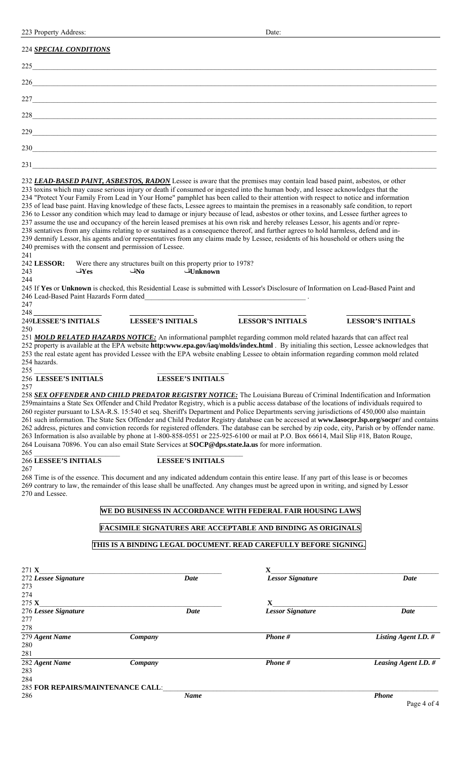223 Property Address: Date:

224 ***SPECIAL CONDITIONS***

225

226

227

228

229

230

231

232 ***LEAD-BASED PAINT, ASBESTOS, RADON*** Lessee is aware that the premises may contain lead based paint, asbestos, or other 233 toxins which may cause serious injury or death if consumed or ingested into the human body, and lessee acknowledges that the 234 "Protect Your Family From Lead in Your Home" pamphlet has been called to their attention with respect to notice and information 235 of lead base paint. Having knowledge of these facts, Lessee agrees to maintain the premises in a reasonably safe condition, to report 236 to Lessor any condition which may lead to damage or injury because of lead, asbestos or other toxins, and Lessee further agrees to 237 assume the use and occupancy of the herein leased premises at his own risk and hereby releases Lessor, his agents and/or repre-238 sentatives from any claims relating to or sustained as a consequence thereof, and further agrees to hold harmless, defend and in-239 demnify Lessor, his agents and/or representatives from any claims made by Lessee, residents of his household or others using the 240 premises with the consent and permission of Lessee.

241

242 **LESSOR:** Were there any structures built on this property prior to 1978?

243 ☐**Yes** ☐**No** ☐**Unknown**

244

245 If **Yes** or **Unknown** is checked, this Residential Lease is submitted with Lessor's Disclosure of Information on Lead-Based Paint and 246 Lead-Based Paint Hazards Form dated_______________________________________________ .

247

248

249 **LESSEE'S INITIALS** **LESSEE'S INITIALS** **LESSOR'S INITIALS** **LESSOR'S INITIALS**

250

251 ***MOLD RELATED HAZARDS NOTICE:*** An informational pamphlet regarding common mold related hazards that can affect real 252 property is available at the EPA website **http:www.epa.gov/iaq/molds/index.html** . By initialing this section, Lessee acknowledges that 253 the real estate agent has provided Lessee with the EPA website enabling Lessee to obtain information regarding common mold related 254 hazards.

255

256 **LESSEE'S INITIALS** **LESSEE'S INITIALS**

257

258 ***SEX OFFENDER AND CHILD PREDATOR REGISTRY NOTICE:*** The Louisiana Bureau of Criminal Indentification and Information 259 maintains a State Sex Offender and Child Predator Registry, which is a public access database of the locations of individuals required to 260 register pursuant to LSA-R.S. 15:540 et seq. Sheriff's Department and Police Departments serving jurisdictions of 450,000 also maintain 261 such information. The State Sex Offender and Child Predator Registry database can be accessed at **www.lasocpr.lsp.org/socpr/** and contains 262 address, pictures and conviction records for registered offenders. The database can be serched by zip code, city, Parish or by offender name. 263 Information is also available by phone at 1-800-858-0551 or 225-925-6100 or mail at P.O. Box 66614, Mail Slip #18, Baton Rouge, 264 Louisana 70896. You can also email State Services at **SOCP@dps.state.la.us** for more information.

265

266 **LESSEE'S INITIALS** **LESSEE'S INITIALS**

267

268 Time is of the essence. This document and any indicated addendum contain this entire lease. If any part of this lease is or becomes 269 contrary to law, the remainder of this lease shall be unaffected. Any changes must be agreed upon in writing, and signed by Lessor 270 and Lessee.

**WE DO BUSINESS IN ACCORDANCE WITH FEDERAL FAIR HOUSING LAWS**

**FACSIMILE SIGNATURES ARE ACCEPTABLE AND BINDING AS ORIGINALS**

**THIS IS A BINDING LEGAL DOCUMENT. READ CAREFULLY BEFORE SIGNING.**

271 **X**_______________________________ **X**_______________________________

272 ***Lessee Signature*** ***Date*** ***Lessor Signature*** ***Date***

273

274

275 **X**_______________________________ **X**_______________________________

276 ***Lessee Signature*** ***Date*** ***Lessor Signature*** ***Date***

277

278

279 ***Agent Name*** ***Company*** ***Phone #*** ***Listing Agent I.D. #***

280

281

282 ***Agent Name*** ***Company*** ***Phone #*** ***Leasing Agent I.D. #***

283

284

285 **FOR REPAIRS/MAINTENANCE CALL**:_______________________________

286 ***Name*** ***Phone***